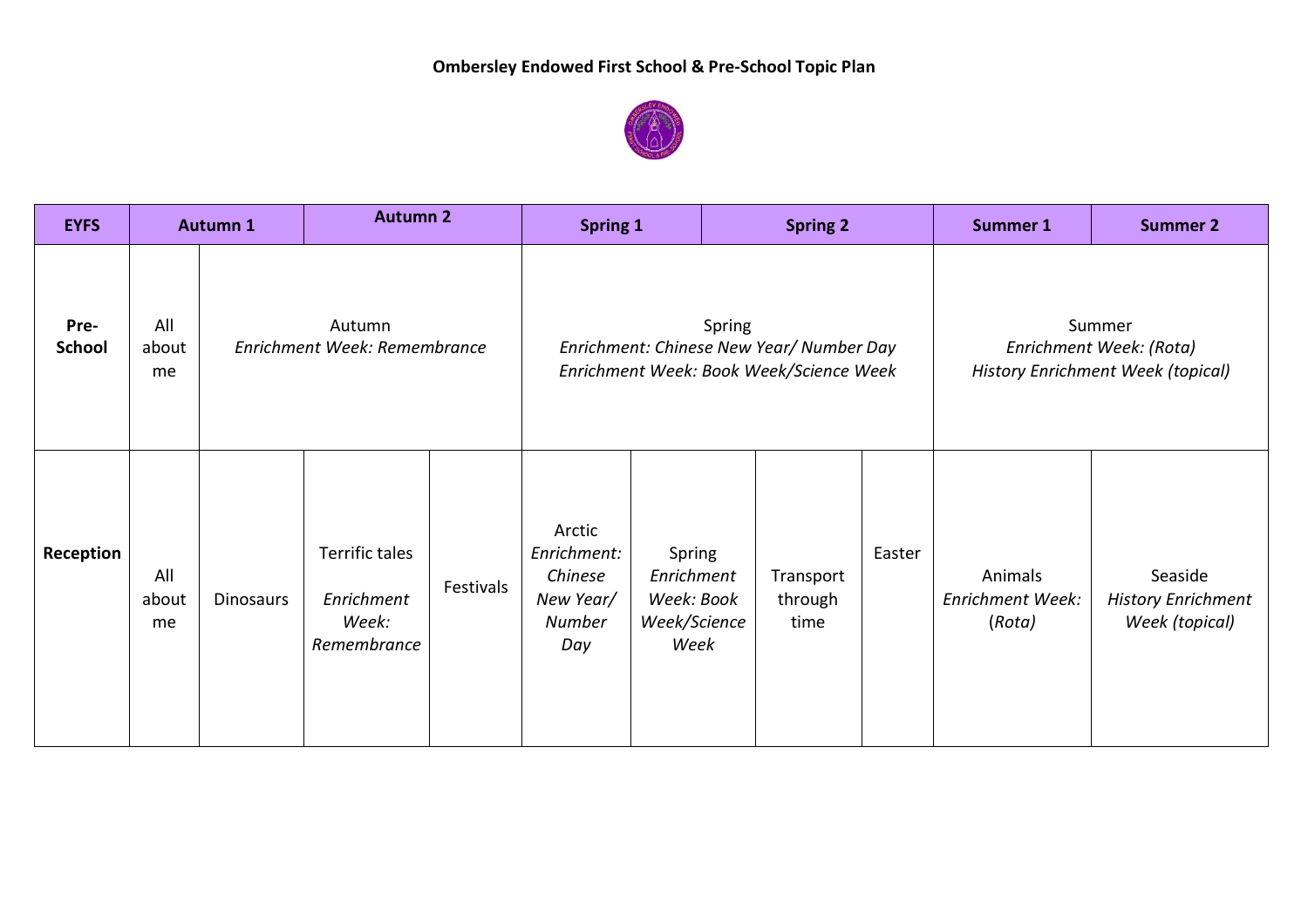# Ombersley Endowed First School & Pre-School Topic Plan

| EYFS | Autumn 1 | | Autumn 2 | | Spring 1 | | Spring 2 | | Summer 1 | Summer 2 |
|---|---|---|---|---|---|---|---|---|---|---|
| **Pre-School** | All about me | Autumn *Enrichment Week: Remembrance* | | | Spring *Enrichment: Chinese New Year/ Number Day* *Enrichment Week: Book Week/Science Week* | | | | Summer *Enrichment Week: (Rota)* *History Enrichment Week (topical)* | |
| **Reception** | All about me | Dinosaurs | Terrific tales *Enrichment Week: Remembrance* | Festivals | Arctic *Enrichment: Chinese New Year/ Number Day* | Spring *Enrichment Week: Book Week/Science Week* | Transport through time | Easter | Animals *Enrichment Week: (Rota)* | Seaside *History Enrichment Week (topical)* |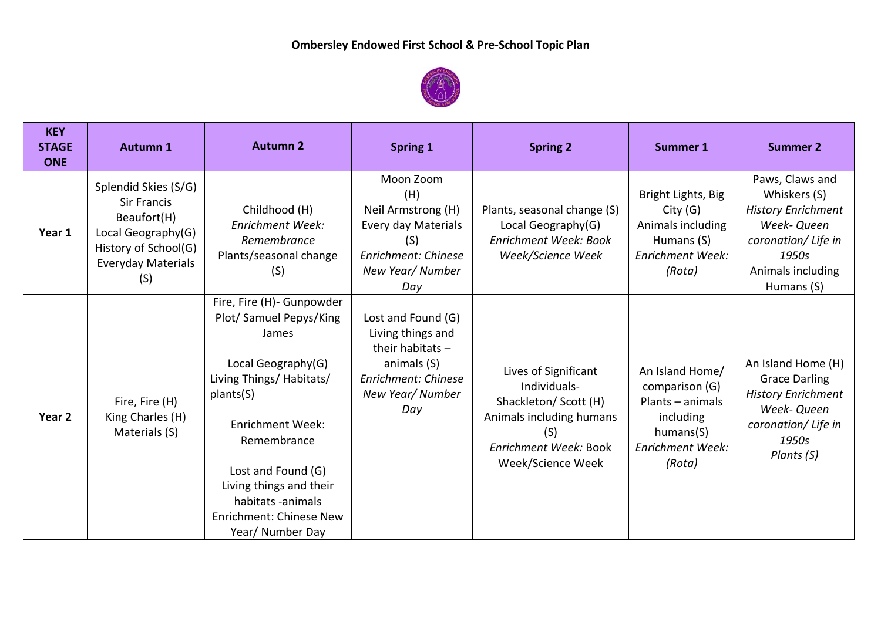**Ombersley Endowed First School & Pre-School Topic Plan**

| KEY STAGE ONE | Autumn 1 | Autumn 2 | Spring 1 | Spring 2 | Summer 1 | Summer 2 |
|---|---|---|---|---|---|---|
| **Year 1** | Splendid Skies (S/G)<br>Sir Francis Beaufort(H)<br>Local Geography(G)<br>History of School(G)<br>Everyday Materials (S) | Childhood (H)<br>*Enrichment Week: Remembrance*<br>Plants/seasonal change (S) | Moon Zoom (H)<br>Neil Armstrong (H)<br>Every day Materials (S)<br>*Enrichment: Chinese New Year/ Number Day* | Plants, seasonal change (S)<br>Local Geography(G)<br>*Enrichment Week: Book Week/Science Week* | Bright Lights, Big City (G)<br>Animals including Humans (S)<br>*Enrichment Week: (Rota)* | Paws, Claws and Whiskers (S)<br>*History Enrichment Week- Queen coronation/ Life in 1950s*<br>Animals including Humans (S) |
| **Year 2** | Fire, Fire (H)<br>King Charles (H)<br>Materials (S) | Fire, Fire (H)- Gunpowder Plot/ Samuel Pepys/King James<br><br>Local Geography(G)<br>Living Things/ Habitats/ plants(S)<br><br>Enrichment Week: Remembrance<br><br>Lost and Found (G)<br>Living things and their habitats -animals<br>Enrichment: Chinese New Year/ Number Day | Lost and Found (G)<br>Living things and their habitats – animals (S)<br>*Enrichment: Chinese New Year/ Number Day* | Lives of Significant Individuals- Shackleton/ Scott (H)<br>Animals including humans (S)<br>*Enrichment Week:* Book Week/Science Week | An Island Home/ comparison (G)<br>Plants – animals including humans(S)<br>*Enrichment Week: (Rota)* | An Island Home (H)<br>Grace Darling<br>*History Enrichment Week- Queen coronation/ Life in 1950s*<br>*Plants (S)* |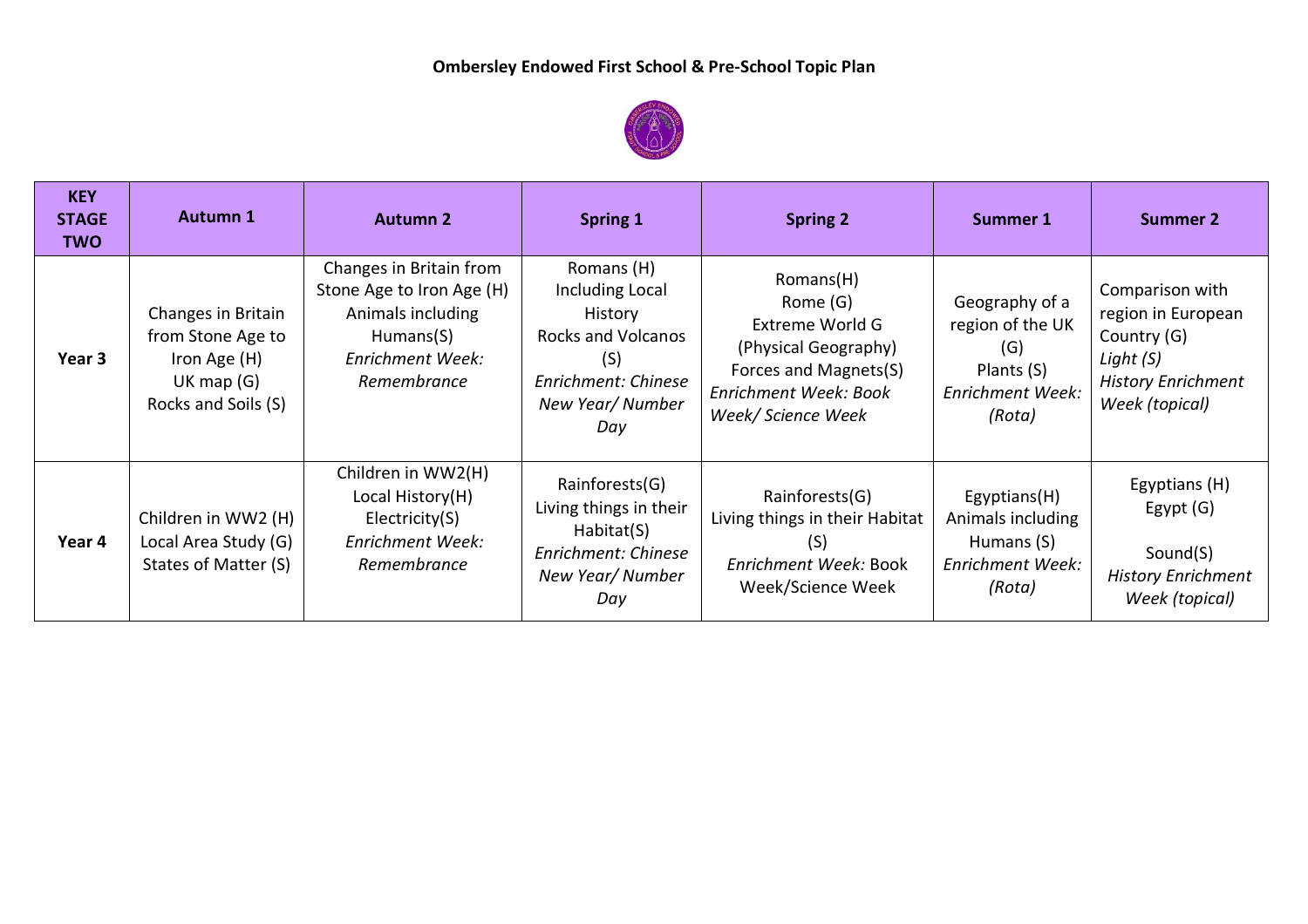**Ombersley Endowed First School & Pre-School Topic Plan**

| KEY STAGE TWO | Autumn 1 | Autumn 2 | Spring 1 | Spring 2 | Summer 1 | Summer 2 |
|---|---|---|---|---|---|---|
| **Year 3** | Changes in Britain from Stone Age to Iron Age (H)<br>UK map (G)<br>Rocks and Soils (S) | Changes in Britain from Stone Age to Iron Age (H)<br>Animals including Humans(S)<br>*Enrichment Week: Remembrance* | Romans (H)<br>Including Local History<br>Rocks and Volcanos (S)<br>*Enrichment: Chinese New Year/ Number Day* | Romans(H)<br>Rome (G)<br>Extreme World G (Physical Geography)<br>Forces and Magnets(S)<br>*Enrichment Week: Book Week/ Science Week* | Geography of a region of the UK (G)<br>Plants (S)<br>*Enrichment Week: (Rota)* | Comparison with region in European Country (G)<br>*Light (S)*<br>*History Enrichment Week (topical)* |
| **Year 4** | Children in WW2 (H)<br>Local Area Study (G)<br>States of Matter (S) | Children in WW2(H)<br>Local History(H)<br>Electricity(S)<br>*Enrichment Week: Remembrance* | Rainforests(G)<br>Living things in their Habitat(S)<br>*Enrichment: Chinese New Year/ Number Day* | Rainforests(G)<br>Living things in their Habitat (S)<br>*Enrichment Week:* Book Week/Science Week | Egyptians(H)<br>Animals including Humans (S)<br>*Enrichment Week: (Rota)* | Egyptians (H)<br>Egypt (G)<br><br>Sound(S)<br>*History Enrichment Week (topical)* |